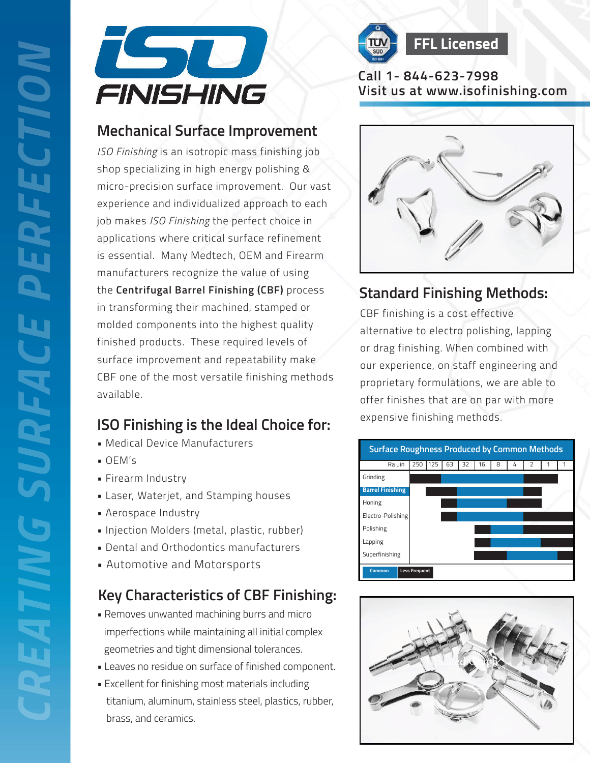CREATING SURFACE PERFECTION

# ISO FINISHING

FFL Licensed

Call 1- 844-623-7998
Visit us at www.isofinishing.com

## Mechanical Surface Improvement

*ISO Finishing* is an isotropic mass finishing job shop specializing in high energy polishing & micro-precision surface improvement. Our vast experience and individualized approach to each job makes *ISO Finishing* the perfect choice in applications where critical surface refinement is essential. Many Medtech, OEM and Firearm manufacturers recognize the value of using the **Centrifugal Barrel Finishing (CBF)** process in transforming their machined, stamped or molded components into the highest quality finished products. These required levels of surface improvement and repeatability make CBF one of the most versatile finishing methods available.

## ISO Finishing is the Ideal Choice for:

- Medical Device Manufacturers
- OEM's
- Firearm Industry
- Laser, Waterjet, and Stamping houses
- Aerospace Industry
- Injection Molders (metal, plastic, rubber)
- Dental and Orthodontics manufacturers
- Automotive and Motorsports

## Key Characteristics of CBF Finishing:

- Removes unwanted machining burrs and micro imperfections while maintaining all initial complex geometries and tight dimensional tolerances.
- Leaves no residue on surface of finished component.
- Excellent for finishing most materials including titanium, aluminum, stainless steel, plastics, rubber, brass, and ceramics.

## Standard Finishing Methods:

CBF finishing is a cost effective alternative to electro polishing, lapping or drag finishing. When combined with our experience, on staff engineering and proprietary formulations, we are able to offer finishes that are on par with more expensive finishing methods.

**Surface Roughness Produced by Common Methods**

| Ra µin | 250 | 125 | 63 | 32 | 16 | 8 | 4 | 2 | 1 | 1 |
|---|---|---|---|---|---|---|---|---|---|---|
| Grinding | | | | | | | | | | |
| **Barrel Finishing** | | | | | | | | | | |
| Honing | | | | | | | | | | |
| Electro-Polishing | | | | | | | | | | |
| Polishing | | | | | | | | | | |
| Lapping | | | | | | | | | | |
| Superfinishing | | | | | | | | | | |

Common | Less Frequent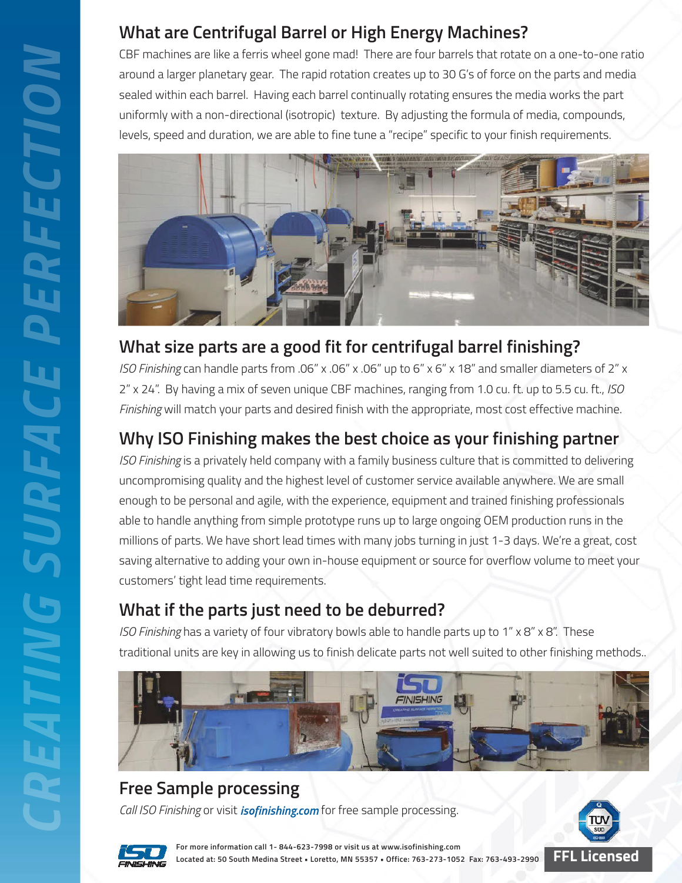## What are Centrifugal Barrel or High Energy Machines?

CBF machines are like a ferris wheel gone mad! There are four barrels that rotate on a one-to-one ratio around a larger planetary gear. The rapid rotation creates up to 30 G's of force on the parts and media sealed within each barrel. Having each barrel continually rotating ensures the media works the part uniformly with a non-directional (isotropic) texture. By adjusting the formula of media, compounds, levels, speed and duration, we are able to fine tune a "recipe" specific to your finish requirements.

## What size parts are a good fit for centrifugal barrel finishing?

*ISO Finishing* can handle parts from .06" x .06" x .06" up to 6" x 6" x 18" and smaller diameters of 2" x 2" x 24". By having a mix of seven unique CBF machines, ranging from 1.0 cu. ft. up to 5.5 cu. ft., *ISO Finishing* will match your parts and desired finish with the appropriate, most cost effective machine.

## Why ISO Finishing makes the best choice as your finishing partner

*ISO Finishing* is a privately held company with a family business culture that is committed to delivering uncompromising quality and the highest level of customer service available anywhere. We are small enough to be personal and agile, with the experience, equipment and trained finishing professionals able to handle anything from simple prototype runs up to large ongoing OEM production runs in the millions of parts. We have short lead times with many jobs turning in just 1-3 days. We're a great, cost saving alternative to adding your own in-house equipment or source for overflow volume to meet your customers' tight lead time requirements.

## What if the parts just need to be deburred?

*ISO Finishing* has a variety of four vibratory bowls able to handle parts up to 1" x 8" x 8". These traditional units are key in allowing us to finish delicate parts not well suited to other finishing methods..

## Free Sample processing

*Call ISO Finishing* or visit ***isofinishing.com*** for free sample processing.

**For more information call 1- 844-623-7998 or visit us at www.isofinishing.com**
**Located at: 50 South Medina Street • Loretto, MN 55357 • Office: 763-273-1052 Fax: 763-493-2990**

**FFL Licensed**

CREATING SURFACE PERFECTION